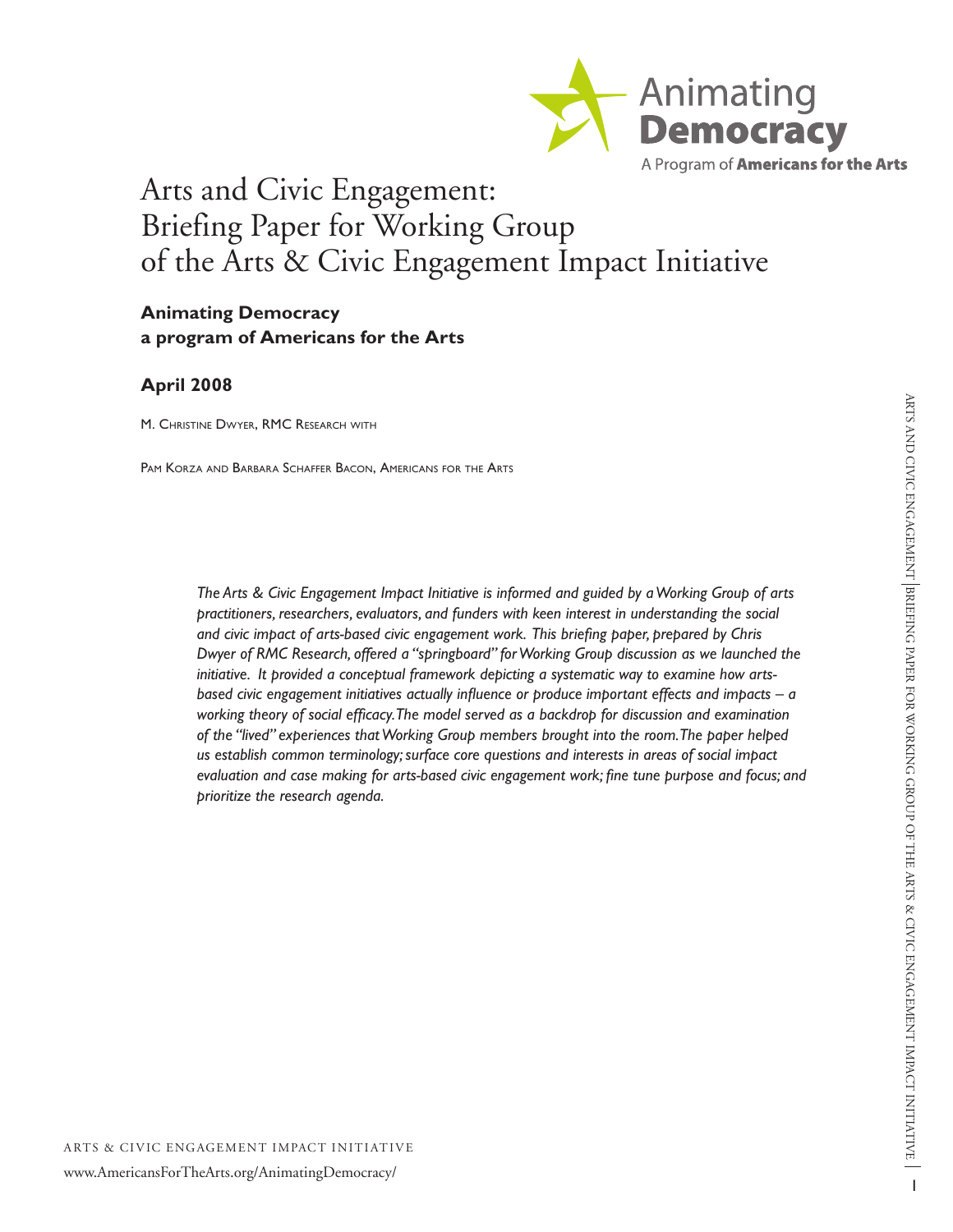Animating Democracy
A Program of **Americans for the Arts**

# Arts and Civic Engagement: Briefing Paper for Working Group of the Arts & Civic Engagement Impact Initiative

**Animating Democracy**
**a program of Americans for the Arts**

**April 2008**

M. Christine Dwyer, RMC Research with

Pam Korza and Barbara Schaffer Bacon, Americans for the Arts

*The Arts & Civic Engagement Impact Initiative is informed and guided by a Working Group of arts practitioners, researchers, evaluators, and funders with keen interest in understanding the social and civic impact of arts-based civic engagement work. This briefing paper, prepared by Chris Dwyer of RMC Research, offered a "springboard" for Working Group discussion as we launched the initiative. It provided a conceptual framework depicting a systematic way to examine how arts-based civic engagement initiatives actually influence or produce important effects and impacts – a working theory of social efficacy. The model served as a backdrop for discussion and examination of the "lived" experiences that Working Group members brought into the room. The paper helped us establish common terminology; surface core questions and interests in areas of social impact evaluation and case making for arts-based civic engagement work; fine tune purpose and focus; and prioritize the research agenda.*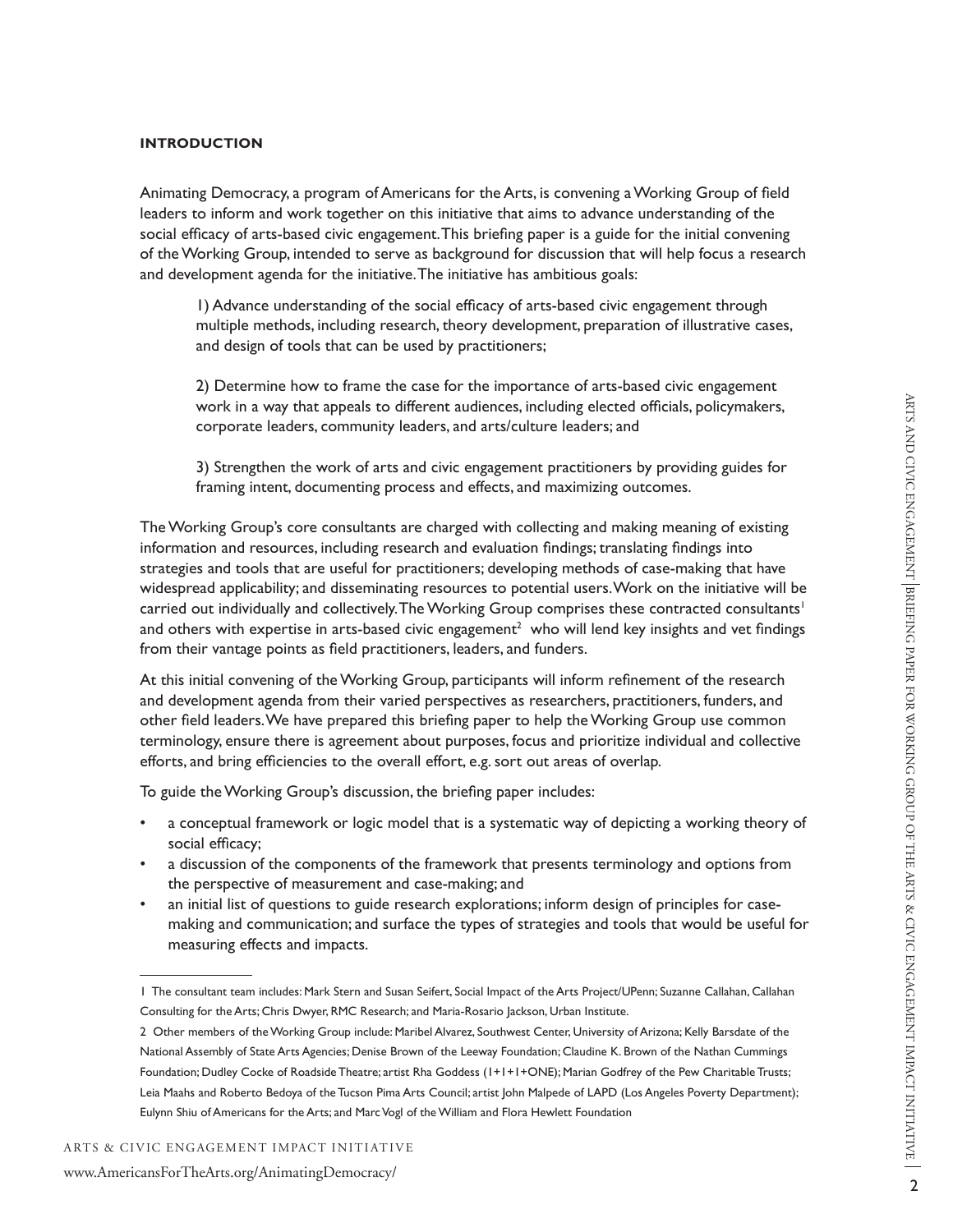## INTRODUCTION

Animating Democracy, a program of Americans for the Arts, is convening a Working Group of field leaders to inform and work together on this initiative that aims to advance understanding of the social efficacy of arts-based civic engagement. This briefing paper is a guide for the initial convening of the Working Group, intended to serve as background for discussion that will help focus a research and development agenda for the initiative. The initiative has ambitious goals:

1) Advance understanding of the social efficacy of arts-based civic engagement through multiple methods, including research, theory development, preparation of illustrative cases, and design of tools that can be used by practitioners;

2) Determine how to frame the case for the importance of arts-based civic engagement work in a way that appeals to different audiences, including elected officials, policymakers, corporate leaders, community leaders, and arts/culture leaders; and

3) Strengthen the work of arts and civic engagement practitioners by providing guides for framing intent, documenting process and effects, and maximizing outcomes.

The Working Group's core consultants are charged with collecting and making meaning of existing information and resources, including research and evaluation findings; translating findings into strategies and tools that are useful for practitioners; developing methods of case-making that have widespread applicability; and disseminating resources to potential users. Work on the initiative will be carried out individually and collectively. The Working Group comprises these contracted consultants[1] and others with expertise in arts-based civic engagement[2] who will lend key insights and vet findings from their vantage points as field practitioners, leaders, and funders.

At this initial convening of the Working Group, participants will inform refinement of the research and development agenda from their varied perspectives as researchers, practitioners, funders, and other field leaders. We have prepared this briefing paper to help the Working Group use common terminology, ensure there is agreement about purposes, focus and prioritize individual and collective efforts, and bring efficiencies to the overall effort, e.g. sort out areas of overlap.

To guide the Working Group's discussion, the briefing paper includes:

- a conceptual framework or logic model that is a systematic way of depicting a working theory of social efficacy;
- a discussion of the components of the framework that presents terminology and options from the perspective of measurement and case-making; and
- an initial list of questions to guide research explorations; inform design of principles for case-making and communication; and surface the types of strategies and tools that would be useful for measuring effects and impacts.

---

1 The consultant team includes: Mark Stern and Susan Seifert, Social Impact of the Arts Project/UPenn; Suzanne Callahan, Callahan Consulting for the Arts; Chris Dwyer, RMC Research; and Maria-Rosario Jackson, Urban Institute.

2 Other members of the Working Group include: Maribel Alvarez, Southwest Center, University of Arizona; Kelly Barsdate of the National Assembly of State Arts Agencies; Denise Brown of the Leeway Foundation; Claudine K. Brown of the Nathan Cummings Foundation; Dudley Cocke of Roadside Theatre; artist Rha Goddess (1+1+1+ONE); Marian Godfrey of the Pew Charitable Trusts; Leia Maahs and Roberto Bedoya of the Tucson Pima Arts Council; artist John Malpede of LAPD (Los Angeles Poverty Department); Eulynn Shiu of Americans for the Arts; and Marc Vogl of the William and Flora Hewlett Foundation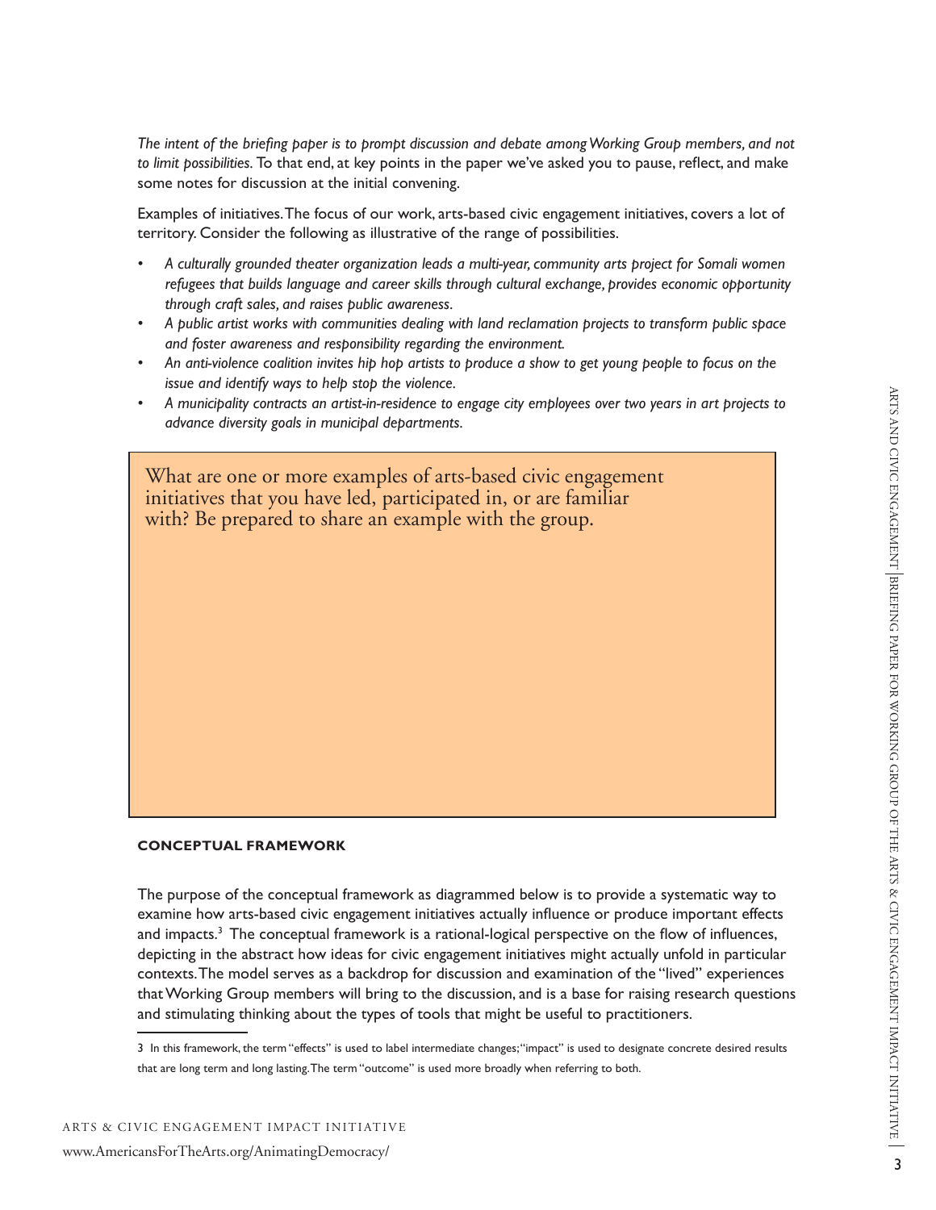*The intent of the briefing paper is to prompt discussion and debate among Working Group members, and not to limit possibilities.* To that end, at key points in the paper we've asked you to pause, reflect, and make some notes for discussion at the initial convening.

Examples of initiatives. The focus of our work, arts-based civic engagement initiatives, covers a lot of territory. Consider the following as illustrative of the range of possibilities.

- *A culturally grounded theater organization leads a multi-year, community arts project for Somali women refugees that builds language and career skills through cultural exchange, provides economic opportunity through craft sales, and raises public awareness.*
- *A public artist works with communities dealing with land reclamation projects to transform public space and foster awareness and responsibility regarding the environment.*
- *An anti-violence coalition invites hip hop artists to produce a show to get young people to focus on the issue and identify ways to help stop the violence.*
- *A municipality contracts an artist-in-residence to engage city employees over two years in art projects to advance diversity goals in municipal departments.*

What are one or more examples of arts-based civic engagement initiatives that you have led, participated in, or are familiar with? Be prepared to share an example with the group.

**CONCEPTUAL FRAMEWORK**

The purpose of the conceptual framework as diagrammed below is to provide a systematic way to examine how arts-based civic engagement initiatives actually influence or produce important effects and impacts.[3] The conceptual framework is a rational-logical perspective on the flow of influences, depicting in the abstract how ideas for civic engagement initiatives might actually unfold in particular contexts. The model serves as a backdrop for discussion and examination of the "lived" experiences that Working Group members will bring to the discussion, and is a base for raising research questions and stimulating thinking about the types of tools that might be useful to practitioners.

3 In this framework, the term "effects" is used to label intermediate changes; "impact" is used to designate concrete desired results that are long term and long lasting. The term "outcome" is used more broadly when referring to both.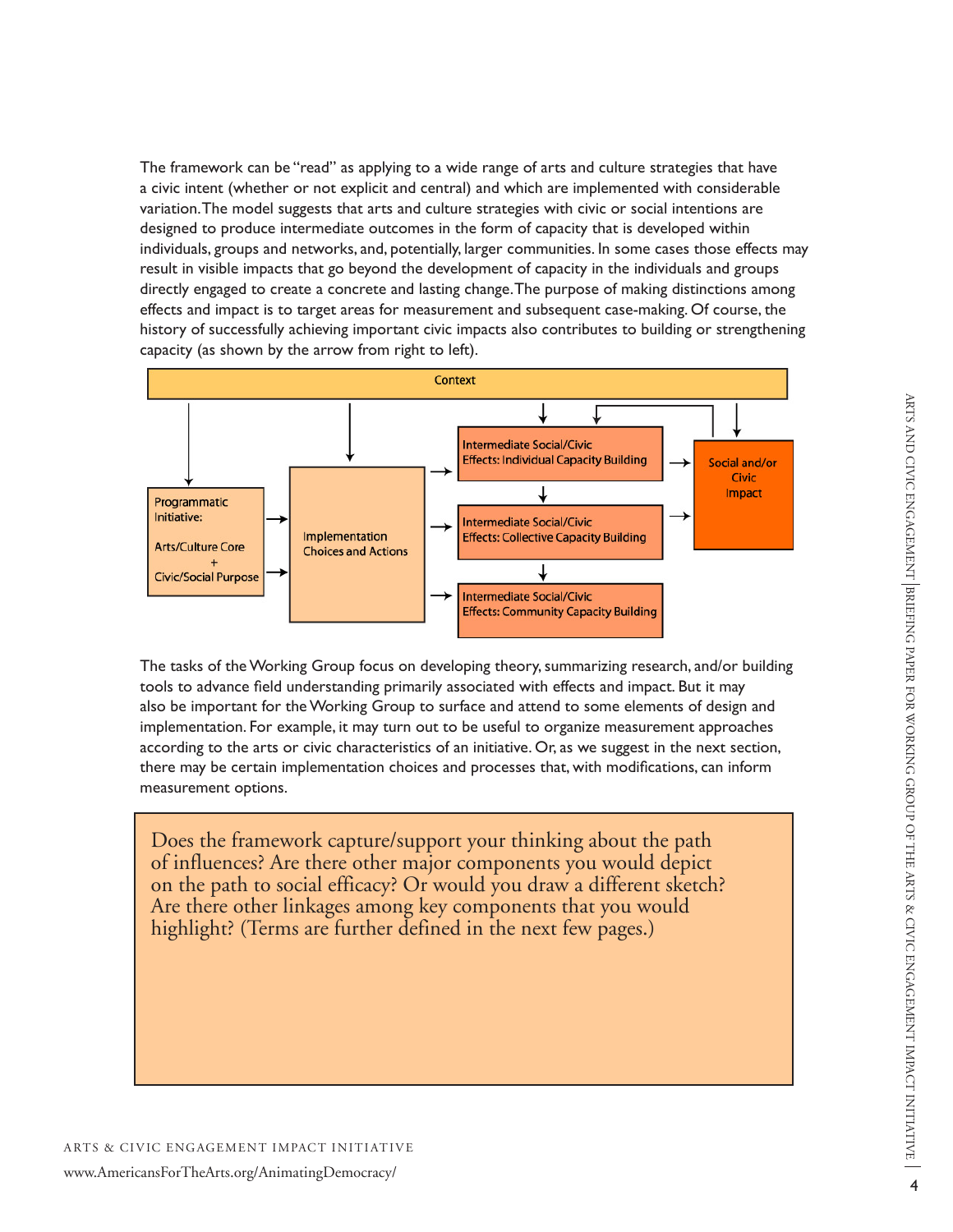The framework can be "read" as applying to a wide range of arts and culture strategies that have a civic intent (whether or not explicit and central) and which are implemented with considerable variation. The model suggests that arts and culture strategies with civic or social intentions are designed to produce intermediate outcomes in the form of capacity that is developed within individuals, groups and networks, and, potentially, larger communities. In some cases those effects may result in visible impacts that go beyond the development of capacity in the individuals and groups directly engaged to create a concrete and lasting change. The purpose of making distinctions among effects and impact is to target areas for measurement and subsequent case-making. Of course, the history of successfully achieving important civic impacts also contributes to building or strengthening capacity (as shown by the arrow from right to left).

Context

Programmatic Initiative:

Arts/Culture Core
+
Civic/Social Purpose

Implementation Choices and Actions

Intermediate Social/Civic Effects: Individual Capacity Building

Intermediate Social/Civic Effects: Collective Capacity Building

Intermediate Social/Civic Effects: Community Capacity Building

Social and/or Civic Impact

The tasks of the Working Group focus on developing theory, summarizing research, and/or building tools to advance field understanding primarily associated with effects and impact. But it may also be important for the Working Group to surface and attend to some elements of design and implementation. For example, it may turn out to be useful to organize measurement approaches according to the arts or civic characteristics of an initiative. Or, as we suggest in the next section, there may be certain implementation choices and processes that, with modifications, can inform measurement options.

Does the framework capture/support your thinking about the path of influences? Are there other major components you would depict on the path to social efficacy? Or would you draw a different sketch? Are there other linkages among key components that you would highlight? (Terms are further defined in the next few pages.)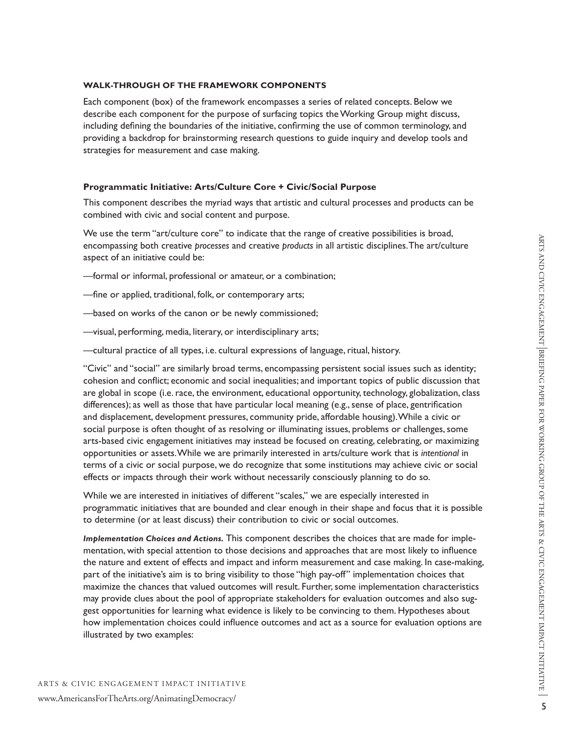### WALK-THROUGH OF THE FRAMEWORK COMPONENTS

Each component (box) of the framework encompasses a series of related concepts. Below we describe each component for the purpose of surfacing topics the Working Group might discuss, including defining the boundaries of the initiative, confirming the use of common terminology, and providing a backdrop for brainstorming research questions to guide inquiry and develop tools and strategies for measurement and case making.

#### Programmatic Initiative: Arts/Culture Core + Civic/Social Purpose

This component describes the myriad ways that artistic and cultural processes and products can be combined with civic and social content and purpose.

We use the term "art/culture core" to indicate that the range of creative possibilities is broad, encompassing both creative *processes* and creative *products* in all artistic disciplines. The art/culture aspect of an initiative could be:

—formal or informal, professional or amateur, or a combination;

—fine or applied, traditional, folk, or contemporary arts;

—based on works of the canon or be newly commissioned;

—visual, performing, media, literary, or interdisciplinary arts;

—cultural practice of all types, i.e. cultural expressions of language, ritual, history.

"Civic" and "social" are similarly broad terms, encompassing persistent social issues such as identity; cohesion and conflict; economic and social inequalities; and important topics of public discussion that are global in scope (i.e. race, the environment, educational opportunity, technology, globalization, class differences); as well as those that have particular local meaning (e.g., sense of place, gentrification and displacement, development pressures, community pride, affordable housing). While a civic or social purpose is often thought of as resolving or illuminating issues, problems or challenges, some arts-based civic engagement initiatives may instead be focused on creating, celebrating, or maximizing opportunities or assets. While we are primarily interested in arts/culture work that is *intentional* in terms of a civic or social purpose, we do recognize that some institutions may achieve civic or social effects or impacts through their work without necessarily consciously planning to do so.

While we are interested in initiatives of different "scales," we are especially interested in programmatic initiatives that are bounded and clear enough in their shape and focus that it is possible to determine (or at least discuss) their contribution to civic or social outcomes.

***Implementation Choices and Actions.*** This component describes the choices that are made for implementation, with special attention to those decisions and approaches that are most likely to influence the nature and extent of effects and impact and inform measurement and case making. In case-making, part of the initiative's aim is to bring visibility to those "high pay-off" implementation choices that maximize the chances that valued outcomes will result. Further, some implementation characteristics may provide clues about the pool of appropriate stakeholders for evaluation outcomes and also suggest opportunities for learning what evidence is likely to be convincing to them. Hypotheses about how implementation choices could influence outcomes and act as a source for evaluation options are illustrated by two examples: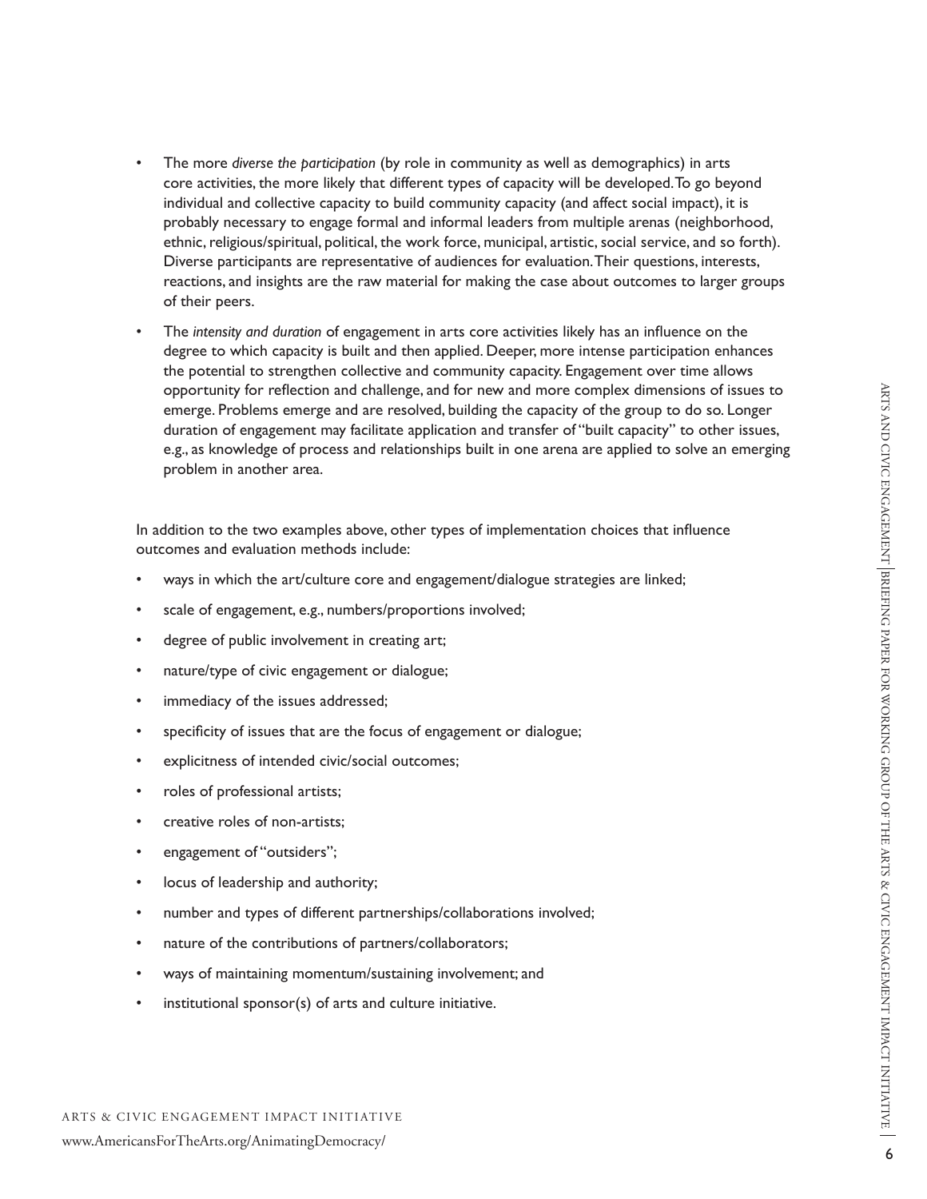- The more *diverse the participation* (by role in community as well as demographics) in arts core activities, the more likely that different types of capacity will be developed. To go beyond individual and collective capacity to build community capacity (and affect social impact), it is probably necessary to engage formal and informal leaders from multiple arenas (neighborhood, ethnic, religious/spiritual, political, the work force, municipal, artistic, social service, and so forth). Diverse participants are representative of audiences for evaluation. Their questions, interests, reactions, and insights are the raw material for making the case about outcomes to larger groups of their peers.
- The *intensity and duration* of engagement in arts core activities likely has an influence on the degree to which capacity is built and then applied. Deeper, more intense participation enhances the potential to strengthen collective and community capacity. Engagement over time allows opportunity for reflection and challenge, and for new and more complex dimensions of issues to emerge. Problems emerge and are resolved, building the capacity of the group to do so. Longer duration of engagement may facilitate application and transfer of "built capacity" to other issues, e.g., as knowledge of process and relationships built in one arena are applied to solve an emerging problem in another area.

In addition to the two examples above, other types of implementation choices that influence outcomes and evaluation methods include:

- ways in which the art/culture core and engagement/dialogue strategies are linked;
- scale of engagement, e.g., numbers/proportions involved;
- degree of public involvement in creating art;
- nature/type of civic engagement or dialogue;
- immediacy of the issues addressed;
- specificity of issues that are the focus of engagement or dialogue;
- explicitness of intended civic/social outcomes;
- roles of professional artists;
- creative roles of non-artists;
- engagement of "outsiders";
- locus of leadership and authority;
- number and types of different partnerships/collaborations involved;
- nature of the contributions of partners/collaborators;
- ways of maintaining momentum/sustaining involvement; and
- institutional sponsor(s) of arts and culture initiative.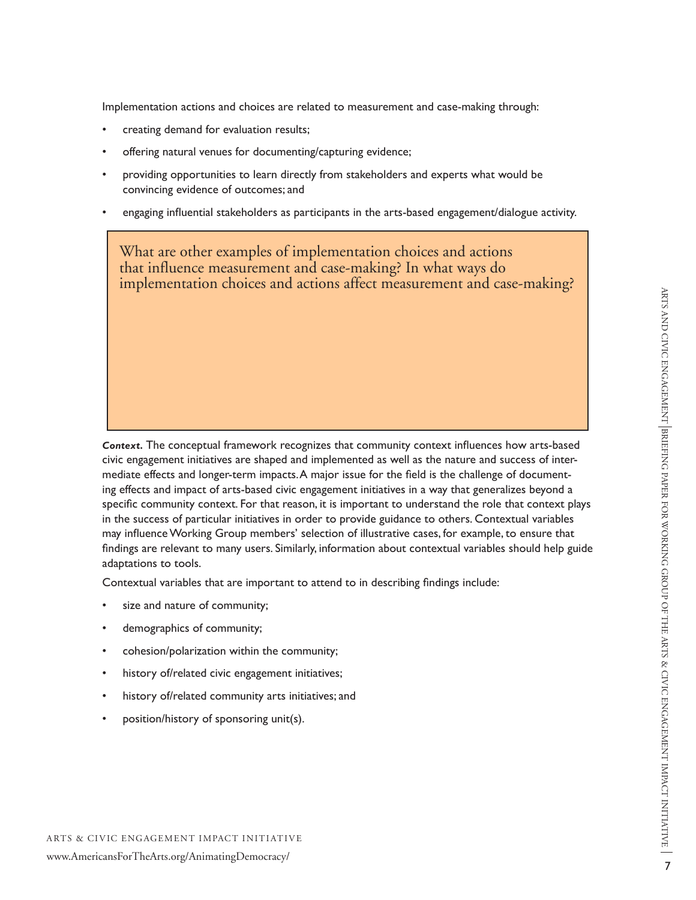Implementation actions and choices are related to measurement and case-making through:

- creating demand for evaluation results;
- offering natural venues for documenting/capturing evidence;
- providing opportunities to learn directly from stakeholders and experts what would be convincing evidence of outcomes; and
- engaging influential stakeholders as participants in the arts-based engagement/dialogue activity.

> What are other examples of implementation choices and actions that influence measurement and case-making? In what ways do implementation choices and actions affect measurement and case-making?

***Context.*** The conceptual framework recognizes that community context influences how arts-based civic engagement initiatives are shaped and implemented as well as the nature and success of intermediate effects and longer-term impacts. A major issue for the field is the challenge of documenting effects and impact of arts-based civic engagement initiatives in a way that generalizes beyond a specific community context. For that reason, it is important to understand the role that context plays in the success of particular initiatives in order to provide guidance to others. Contextual variables may influence Working Group members' selection of illustrative cases, for example, to ensure that findings are relevant to many users. Similarly, information about contextual variables should help guide adaptations to tools.

Contextual variables that are important to attend to in describing findings include:

- size and nature of community;
- demographics of community;
- cohesion/polarization within the community;
- history of/related civic engagement initiatives;
- history of/related community arts initiatives; and
- position/history of sponsoring unit(s).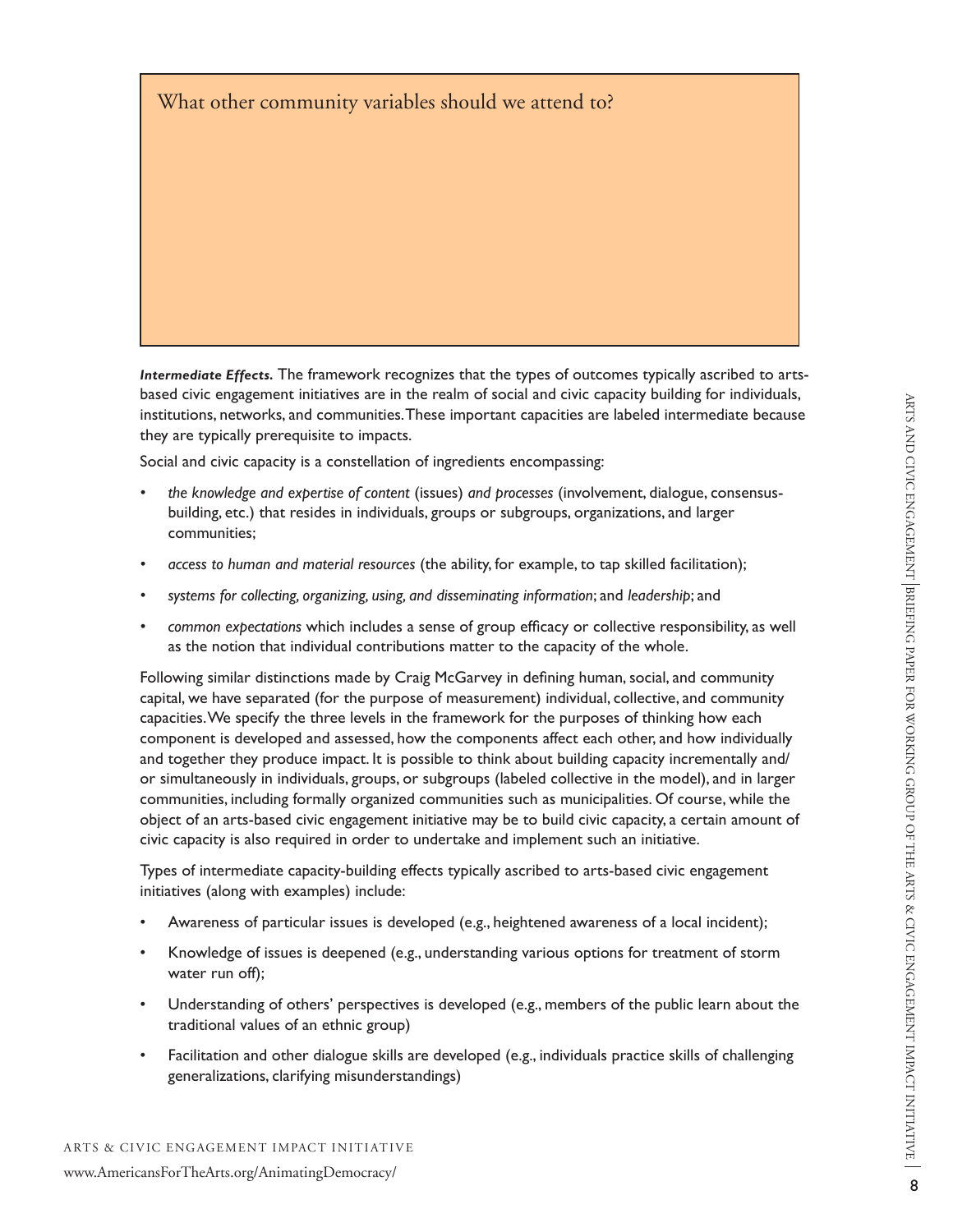What other community variables should we attend to?

***Intermediate Effects.*** The framework recognizes that the types of outcomes typically ascribed to arts-based civic engagement initiatives are in the realm of social and civic capacity building for individuals, institutions, networks, and communities. These important capacities are labeled intermediate because they are typically prerequisite to impacts.

Social and civic capacity is a constellation of ingredients encompassing:

- *the knowledge and expertise of content* (issues) *and processes* (involvement, dialogue, consensus-building, etc.) that resides in individuals, groups or subgroups, organizations, and larger communities;
- *access to human and material resources* (the ability, for example, to tap skilled facilitation);
- *systems for collecting, organizing, using, and disseminating information*; and *leadership*; and
- *common expectations* which includes a sense of group efficacy or collective responsibility, as well as the notion that individual contributions matter to the capacity of the whole.

Following similar distinctions made by Craig McGarvey in defining human, social, and community capital, we have separated (for the purpose of measurement) individual, collective, and community capacities. We specify the three levels in the framework for the purposes of thinking how each component is developed and assessed, how the components affect each other, and how individually and together they produce impact. It is possible to think about building capacity incrementally and/or simultaneously in individuals, groups, or subgroups (labeled collective in the model), and in larger communities, including formally organized communities such as municipalities. Of course, while the object of an arts-based civic engagement initiative may be to build civic capacity, a certain amount of civic capacity is also required in order to undertake and implement such an initiative.

Types of intermediate capacity-building effects typically ascribed to arts-based civic engagement initiatives (along with examples) include:

- Awareness of particular issues is developed (e.g., heightened awareness of a local incident);
- Knowledge of issues is deepened (e.g., understanding various options for treatment of storm water run off);
- Understanding of others' perspectives is developed (e.g., members of the public learn about the traditional values of an ethnic group)
- Facilitation and other dialogue skills are developed (e.g., individuals practice skills of challenging generalizations, clarifying misunderstandings)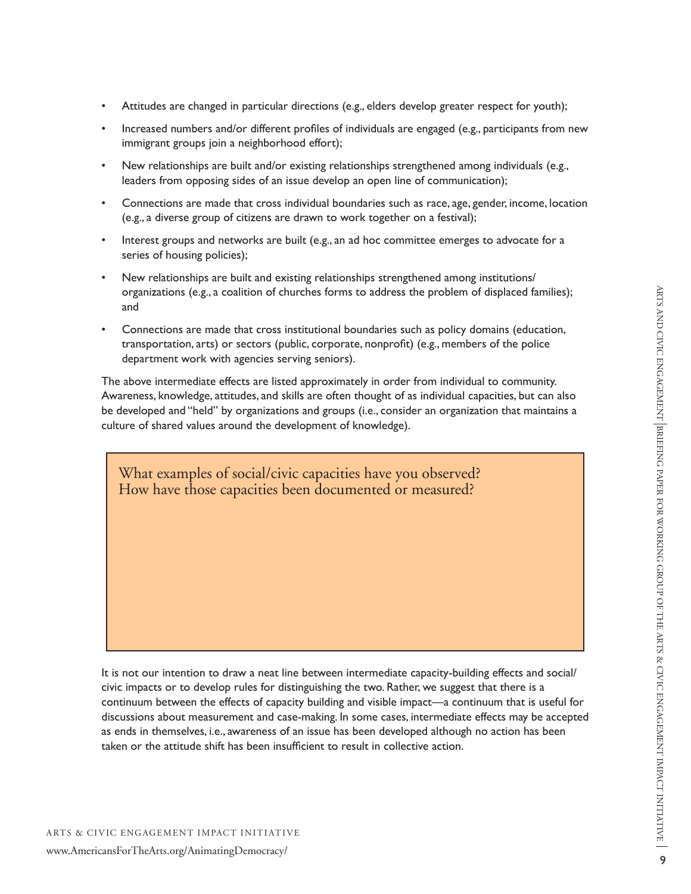- Attitudes are changed in particular directions (e.g., elders develop greater respect for youth);
- Increased numbers and/or different profiles of individuals are engaged (e.g., participants from new immigrant groups join a neighborhood effort);
- New relationships are built and/or existing relationships strengthened among individuals (e.g., leaders from opposing sides of an issue develop an open line of communication);
- Connections are made that cross individual boundaries such as race, age, gender, income, location (e.g., a diverse group of citizens are drawn to work together on a festival);
- Interest groups and networks are built (e.g., an ad hoc committee emerges to advocate for a series of housing policies);
- New relationships are built and existing relationships strengthened among institutions/organizations (e.g., a coalition of churches forms to address the problem of displaced families); and
- Connections are made that cross institutional boundaries such as policy domains (education, transportation, arts) or sectors (public, corporate, nonprofit) (e.g., members of the police department work with agencies serving seniors).

The above intermediate effects are listed approximately in order from individual to community. Awareness, knowledge, attitudes, and skills are often thought of as individual capacities, but can also be developed and "held" by organizations and groups (i.e., consider an organization that maintains a culture of shared values around the development of knowledge).

> What examples of social/civic capacities have you observed?
> How have those capacities been documented or measured?

It is not our intention to draw a neat line between intermediate capacity-building effects and social/civic impacts or to develop rules for distinguishing the two. Rather, we suggest that there is a continuum between the effects of capacity building and visible impact—a continuum that is useful for discussions about measurement and case-making. In some cases, intermediate effects may be accepted as ends in themselves, i.e., awareness of an issue has been developed although no action has been taken or the attitude shift has been insufficient to result in collective action.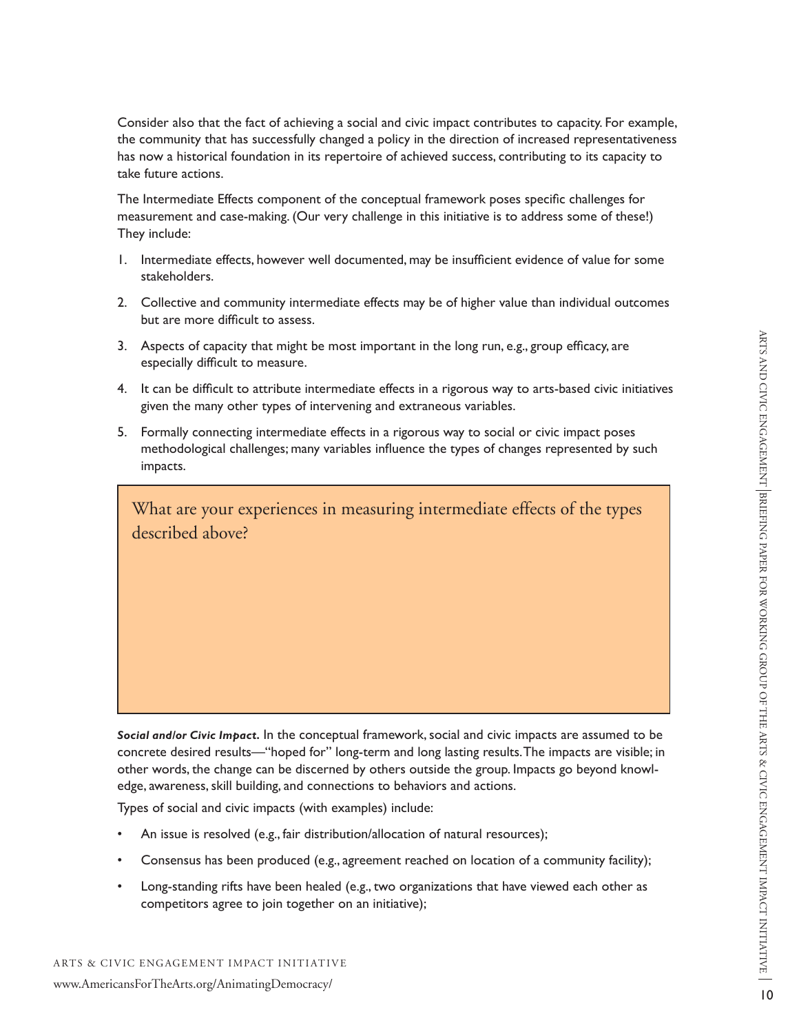Consider also that the fact of achieving a social and civic impact contributes to capacity. For example, the community that has successfully changed a policy in the direction of increased representativeness has now a historical foundation in its repertoire of achieved success, contributing to its capacity to take future actions.

The Intermediate Effects component of the conceptual framework poses specific challenges for measurement and case-making. (Our very challenge in this initiative is to address some of these!) They include:

1. Intermediate effects, however well documented, may be insufficient evidence of value for some stakeholders.
2. Collective and community intermediate effects may be of higher value than individual outcomes but are more difficult to assess.
3. Aspects of capacity that might be most important in the long run, e.g., group efficacy, are especially difficult to measure.
4. It can be difficult to attribute intermediate effects in a rigorous way to arts-based civic initiatives given the many other types of intervening and extraneous variables.
5. Formally connecting intermediate effects in a rigorous way to social or civic impact poses methodological challenges; many variables influence the types of changes represented by such impacts.

> What are your experiences in measuring intermediate effects of the types described above?

***Social and/or Civic Impact.*** In the conceptual framework, social and civic impacts are assumed to be concrete desired results—"hoped for" long-term and long lasting results. The impacts are visible; in other words, the change can be discerned by others outside the group. Impacts go beyond knowledge, awareness, skill building, and connections to behaviors and actions.

Types of social and civic impacts (with examples) include:

- An issue is resolved (e.g., fair distribution/allocation of natural resources);
- Consensus has been produced (e.g., agreement reached on location of a community facility);
- Long-standing rifts have been healed (e.g., two organizations that have viewed each other as competitors agree to join together on an initiative);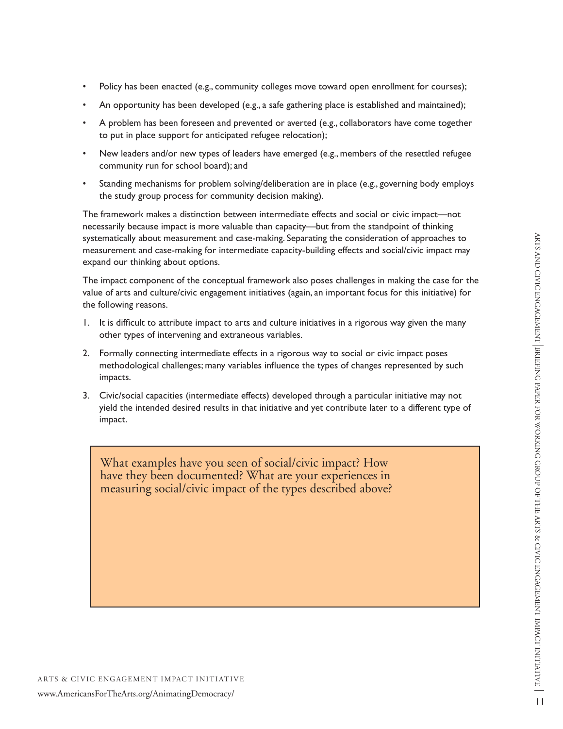- Policy has been enacted (e.g., community colleges move toward open enrollment for courses);
- An opportunity has been developed (e.g., a safe gathering place is established and maintained);
- A problem has been foreseen and prevented or averted (e.g., collaborators have come together to put in place support for anticipated refugee relocation);
- New leaders and/or new types of leaders have emerged (e.g., members of the resettled refugee community run for school board); and
- Standing mechanisms for problem solving/deliberation are in place (e.g., governing body employs the study group process for community decision making).

The framework makes a distinction between intermediate effects and social or civic impact—not necessarily because impact is more valuable than capacity—but from the standpoint of thinking systematically about measurement and case-making. Separating the consideration of approaches to measurement and case-making for intermediate capacity-building effects and social/civic impact may expand our thinking about options.

The impact component of the conceptual framework also poses challenges in making the case for the value of arts and culture/civic engagement initiatives (again, an important focus for this initiative) for the following reasons.

1. It is difficult to attribute impact to arts and culture initiatives in a rigorous way given the many other types of intervening and extraneous variables.
2. Formally connecting intermediate effects in a rigorous way to social or civic impact poses methodological challenges; many variables influence the types of changes represented by such impacts.
3. Civic/social capacities (intermediate effects) developed through a particular initiative may not yield the intended desired results in that initiative and yet contribute later to a different type of impact.

What examples have you seen of social/civic impact? How have they been documented? What are your experiences in measuring social/civic impact of the types described above?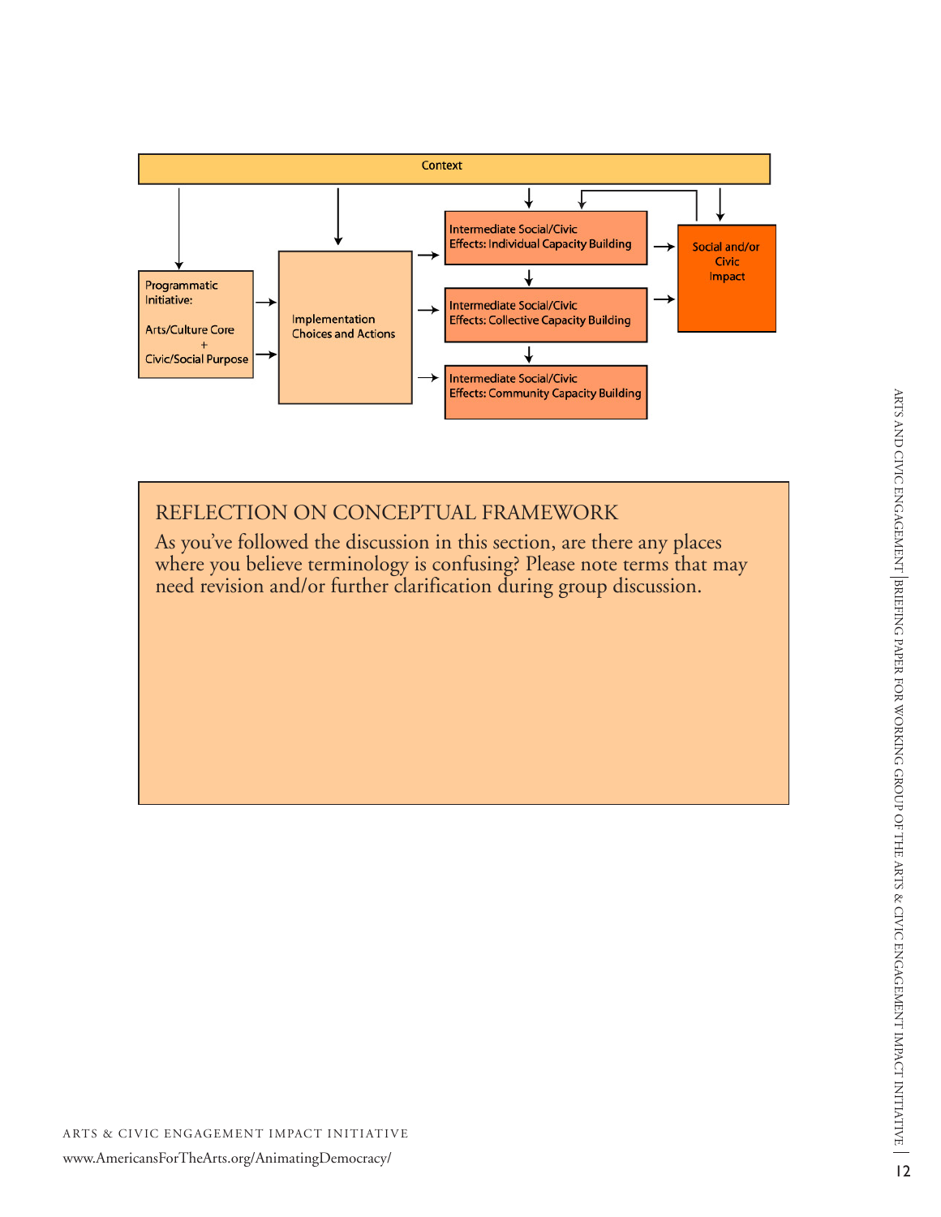Context

Programmatic Initiative:

Arts/Culture Core
+
Civic/Social Purpose

Implementation Choices and Actions

Intermediate Social/Civic Effects: Individual Capacity Building

Intermediate Social/Civic Effects: Collective Capacity Building

Intermediate Social/Civic Effects: Community Capacity Building

Social and/or Civic Impact

## REFLECTION ON CONCEPTUAL FRAMEWORK

As you've followed the discussion in this section, are there any places where you believe terminology is confusing? Please note terms that may need revision and/or further clarification during group discussion.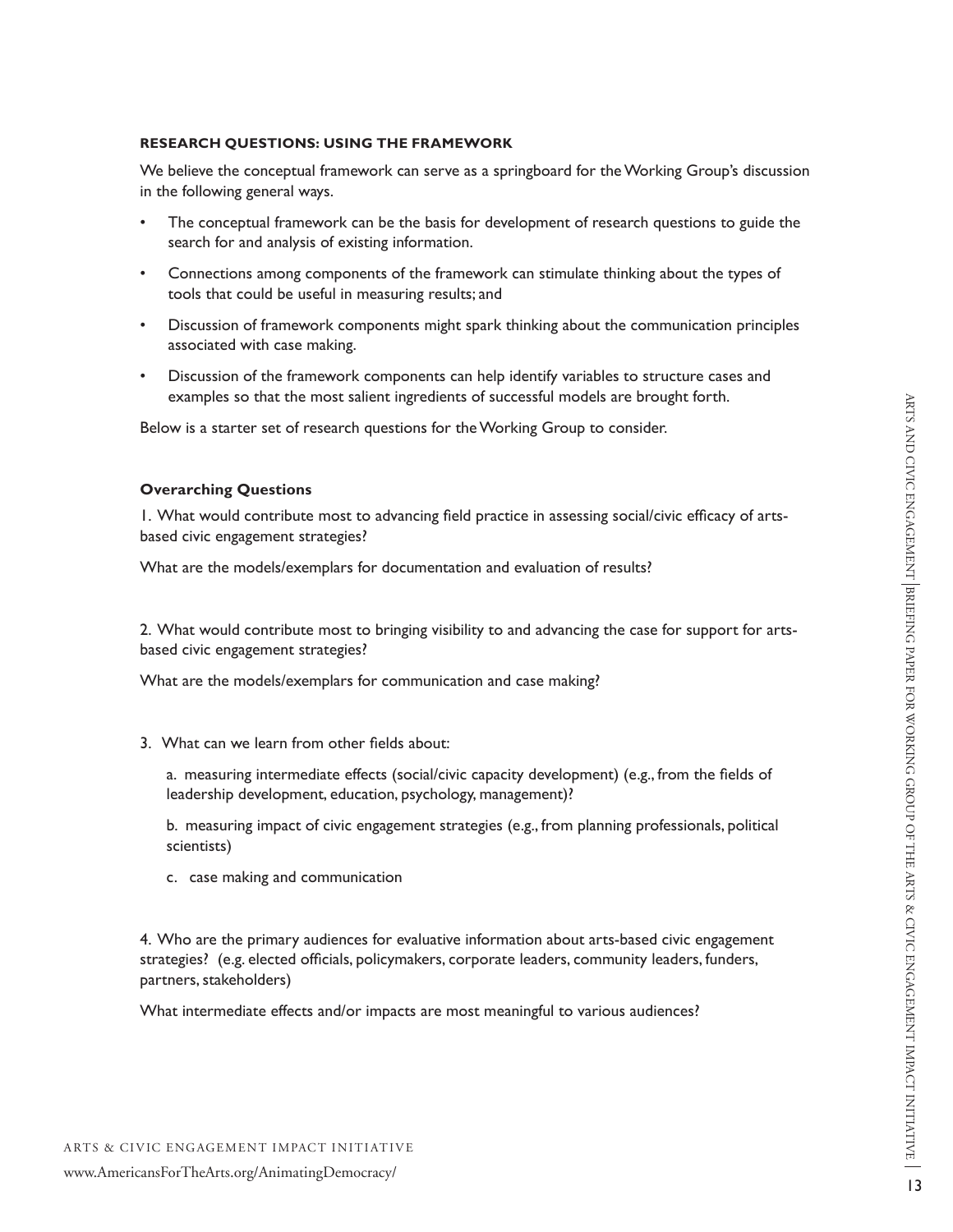**RESEARCH QUESTIONS: USING THE FRAMEWORK**

We believe the conceptual framework can serve as a springboard for the Working Group's discussion in the following general ways.

- The conceptual framework can be the basis for development of research questions to guide the search for and analysis of existing information.
- Connections among components of the framework can stimulate thinking about the types of tools that could be useful in measuring results; and
- Discussion of framework components might spark thinking about the communication principles associated with case making.
- Discussion of the framework components can help identify variables to structure cases and examples so that the most salient ingredients of successful models are brought forth.

Below is a starter set of research questions for the Working Group to consider.

**Overarching Questions**

1. What would contribute most to advancing field practice in assessing social/civic efficacy of arts-based civic engagement strategies?

What are the models/exemplars for documentation and evaluation of results?

2. What would contribute most to bringing visibility to and advancing the case for support for arts-based civic engagement strategies?

What are the models/exemplars for communication and case making?

3. What can we learn from other fields about:

   a. measuring intermediate effects (social/civic capacity development) (e.g., from the fields of leadership development, education, psychology, management)?

   b. measuring impact of civic engagement strategies (e.g., from planning professionals, political scientists)

   c. case making and communication

4. Who are the primary audiences for evaluative information about arts-based civic engagement strategies? (e.g. elected officials, policymakers, corporate leaders, community leaders, funders, partners, stakeholders)

What intermediate effects and/or impacts are most meaningful to various audiences?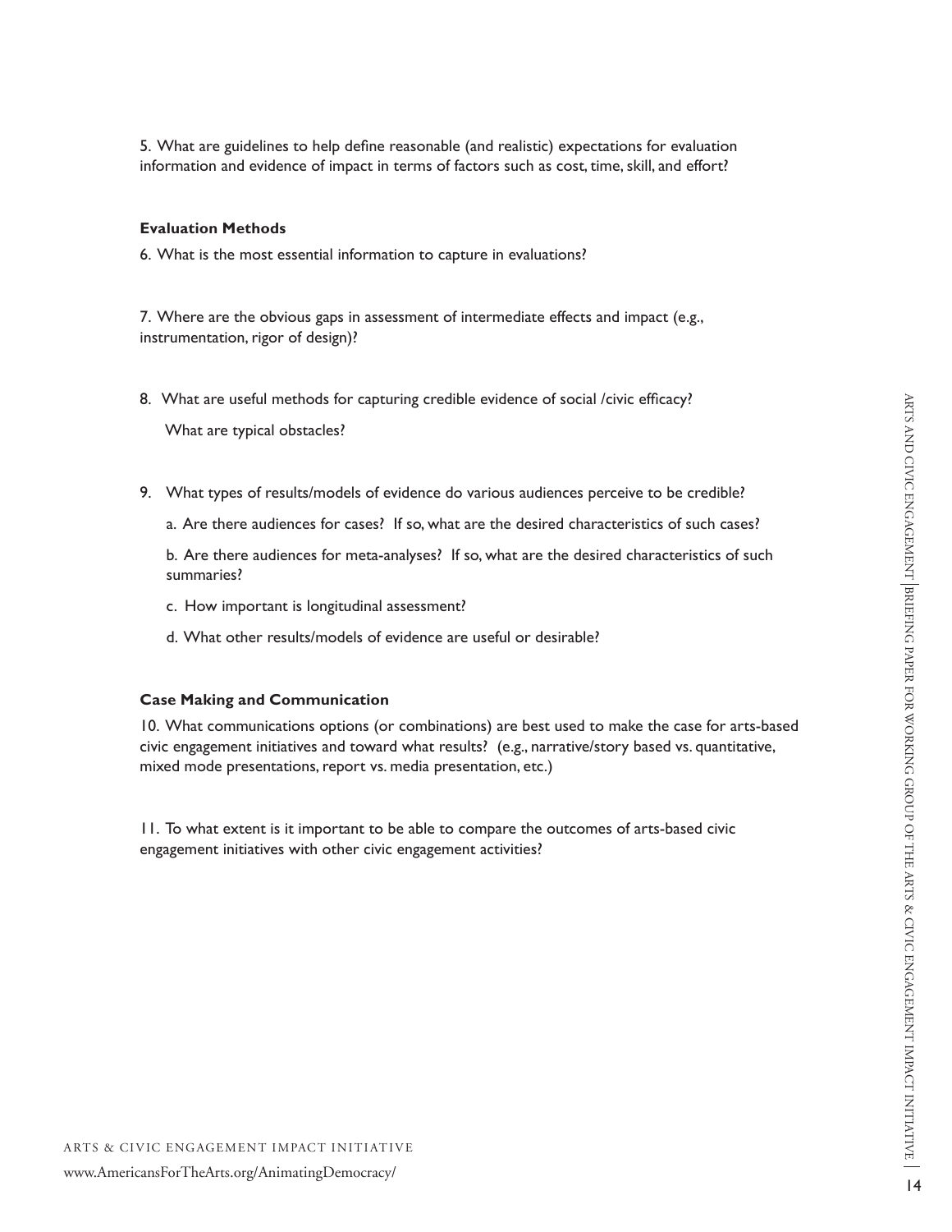5. What are guidelines to help define reasonable (and realistic) expectations for evaluation information and evidence of impact in terms of factors such as cost, time, skill, and effort?

**Evaluation Methods**

6. What is the most essential information to capture in evaluations?

7. Where are the obvious gaps in assessment of intermediate effects and impact (e.g., instrumentation, rigor of design)?

8. What are useful methods for capturing credible evidence of social /civic efficacy?

   What are typical obstacles?

9. What types of results/models of evidence do various audiences perceive to be credible?

   a. Are there audiences for cases? If so, what are the desired characteristics of such cases?

   b. Are there audiences for meta-analyses? If so, what are the desired characteristics of such summaries?

   c. How important is longitudinal assessment?

   d. What other results/models of evidence are useful or desirable?

**Case Making and Communication**

10. What communications options (or combinations) are best used to make the case for arts-based civic engagement initiatives and toward what results? (e.g., narrative/story based vs. quantitative, mixed mode presentations, report vs. media presentation, etc.)

11. To what extent is it important to be able to compare the outcomes of arts-based civic engagement initiatives with other civic engagement activities?